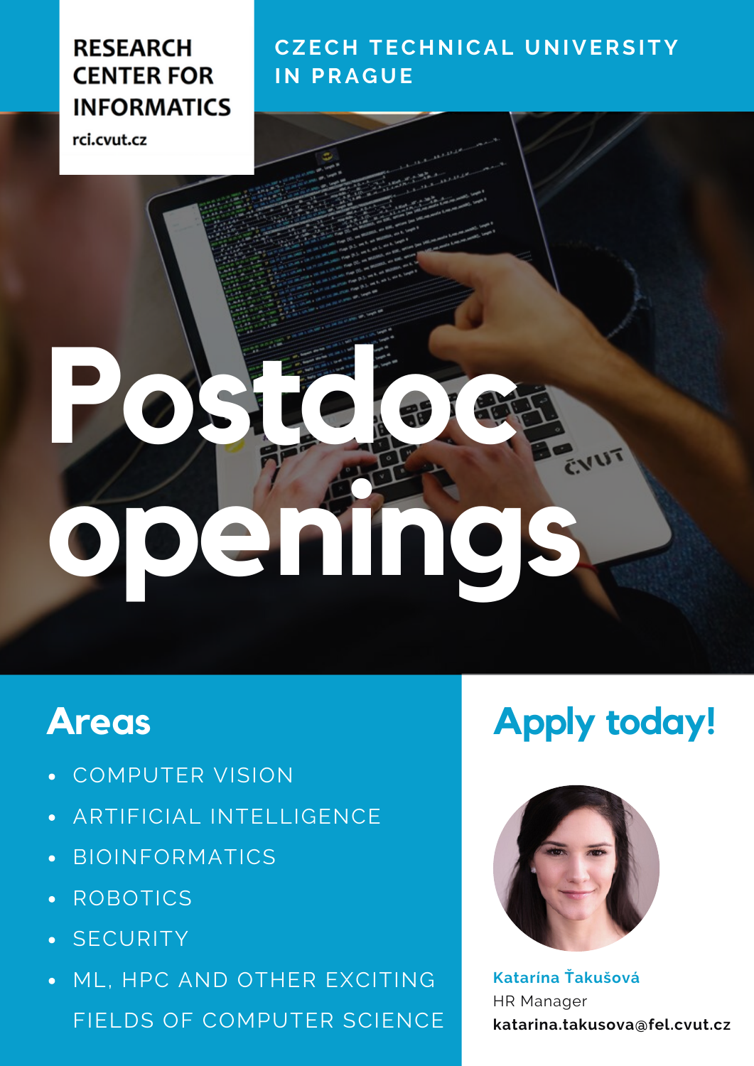**RESEARCH CENTER FOR INFORMATICS**

rci.cvut.cz

**CZECH TECHNICAL UNIVERSITY IN PRAGUE**

# Postdoc openings

## Areas

- COMPUTER VISION
- ARTIFICIAL INTELLIGENCE
- BIOINFORMATICS
- ROBOTICS
- SECURITY
- ML, HPC AND OTHER EXCITING FIELDS OF COMPUTER SCIENCE

## Apply today!

**Katarína Ťakušová**

HR Manager

**katarina.takusova@fel.cvut.cz**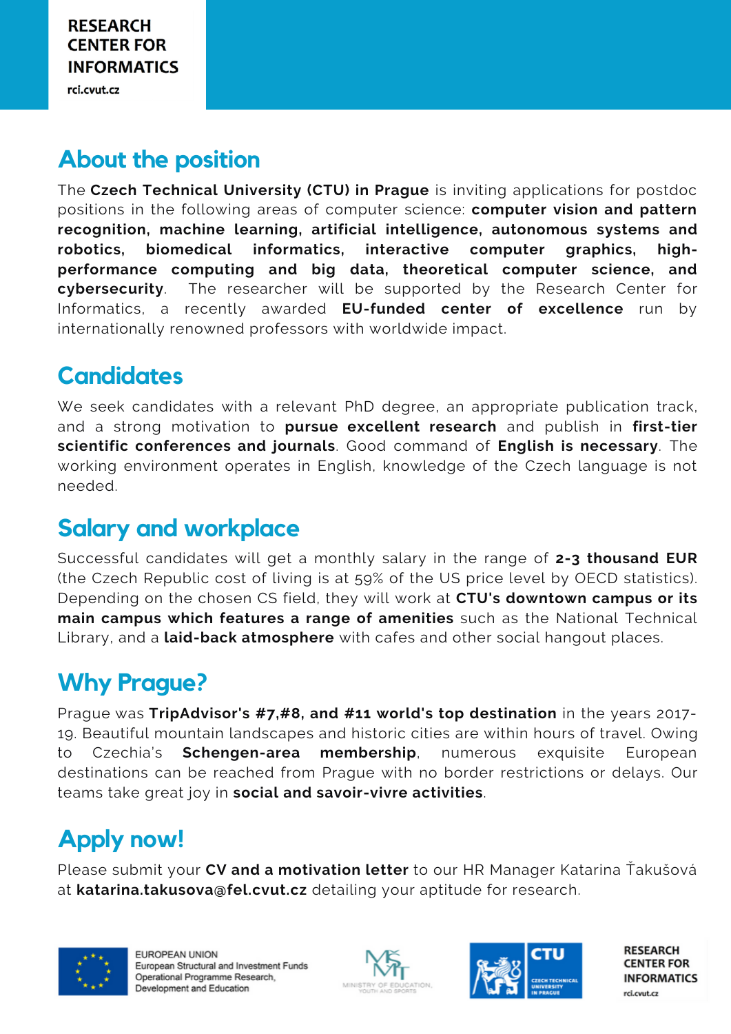**RESEARCH CENTER FOR INFORMATICS**
rci.cvut.cz

## About the position

The **Czech Technical University (CTU) in Prague** is inviting applications for postdoc positions in the following areas of computer science: **computer vision and pattern recognition, machine learning, artificial intelligence, autonomous systems and robotics, biomedical informatics, interactive computer graphics, high-performance computing and big data, theoretical computer science, and cybersecurity**. The researcher will be supported by the Research Center for Informatics, a recently awarded **EU-funded center of excellence** run by internationally renowned professors with worldwide impact.

## Candidates

We seek candidates with a relevant PhD degree, an appropriate publication track, and a strong motivation to **pursue excellent research** and publish in **first-tier scientific conferences and journals**. Good command of **English is necessary**. The working environment operates in English, knowledge of the Czech language is not needed.

## Salary and workplace

Successful candidates will get a monthly salary in the range of **2-3 thousand EUR** (the Czech Republic cost of living is at 59% of the US price level by OECD statistics). Depending on the chosen CS field, they will work at **CTU's downtown campus or its main campus which features a range of amenities** such as the National Technical Library, and a **laid-back atmosphere** with cafes and other social hangout places.

## Why Prague?

Prague was **TripAdvisor's #7,#8, and #11 world's top destination** in the years 2017-19. Beautiful mountain landscapes and historic cities are within hours of travel. Owing to Czechia's **Schengen-area membership**, numerous exquisite European destinations can be reached from Prague with no border restrictions or delays. Our teams take great joy in **social and savoir-vivre activities**.

## Apply now!

Please submit your **CV and a motivation letter** to our HR Manager Katarina Ťakušová at **katarina.takusova@fel.cvut.cz** detailing your aptitude for research.

EUROPEAN UNION
European Structural and Investment Funds
Operational Programme Research, Development and Education

MINISTRY OF EDUCATION, YOUTH AND SPORTS

CTU CZECH TECHNICAL UNIVERSITY IN PRAGUE

RESEARCH CENTER FOR INFORMATICS
rci.cvut.cz